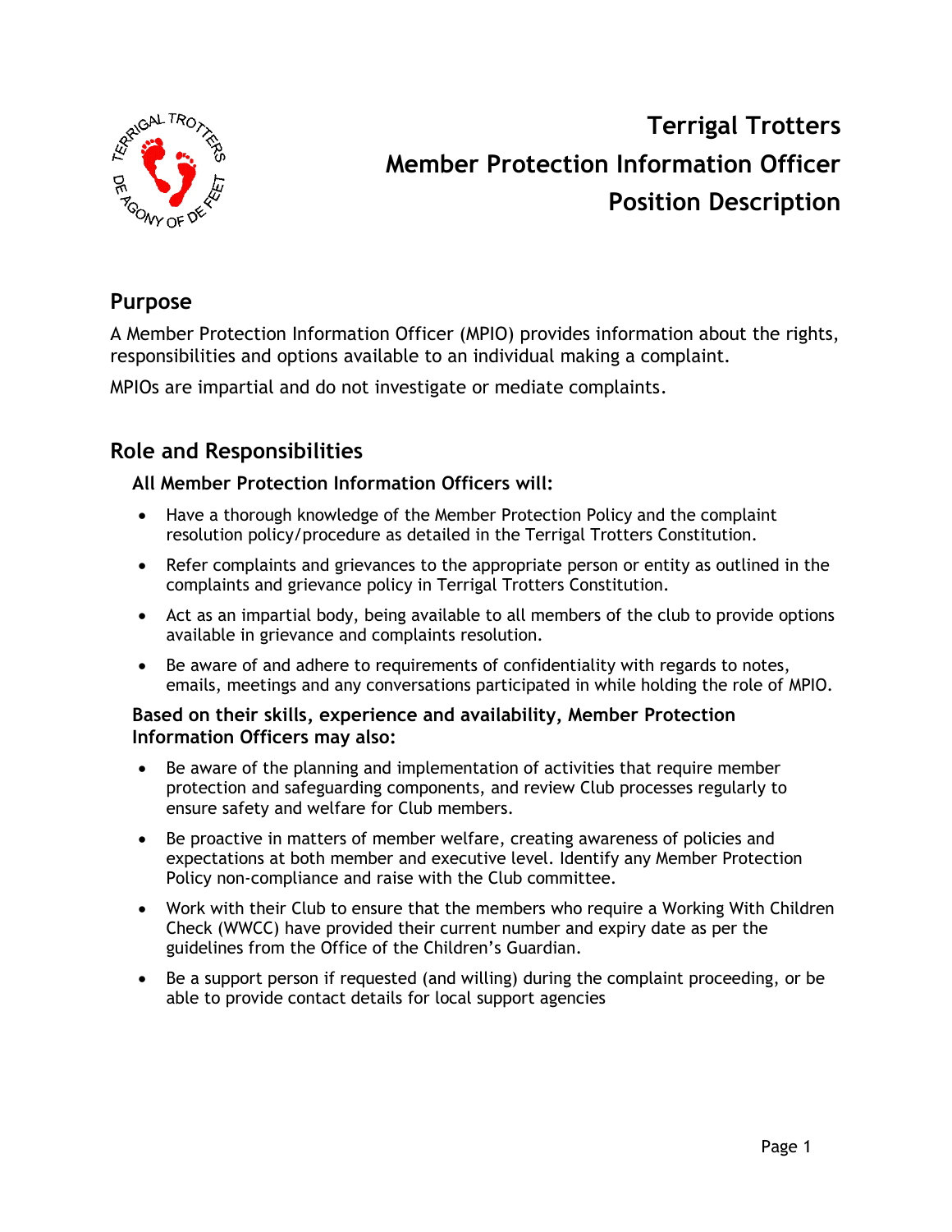# Terrigal Trotters
# Member Protection Information Officer
# Position Description

## Purpose

A Member Protection Information Officer (MPIO) provides information about the rights, responsibilities and options available to an individual making a complaint.

MPIOs are impartial and do not investigate or mediate complaints.

## Role and Responsibilities

### All Member Protection Information Officers will:

- Have a thorough knowledge of the Member Protection Policy and the complaint resolution policy/procedure as detailed in the Terrigal Trotters Constitution.
- Refer complaints and grievances to the appropriate person or entity as outlined in the complaints and grievance policy in Terrigal Trotters Constitution.
- Act as an impartial body, being available to all members of the club to provide options available in grievance and complaints resolution.
- Be aware of and adhere to requirements of confidentiality with regards to notes, emails, meetings and any conversations participated in while holding the role of MPIO.

### Based on their skills, experience and availability, Member Protection Information Officers may also:

- Be aware of the planning and implementation of activities that require member protection and safeguarding components, and review Club processes regularly to ensure safety and welfare for Club members.
- Be proactive in matters of member welfare, creating awareness of policies and expectations at both member and executive level. Identify any Member Protection Policy non-compliance and raise with the Club committee.
- Work with their Club to ensure that the members who require a Working With Children Check (WWCC) have provided their current number and expiry date as per the guidelines from the Office of the Children's Guardian.
- Be a support person if requested (and willing) during the complaint proceeding, or be able to provide contact details for local support agencies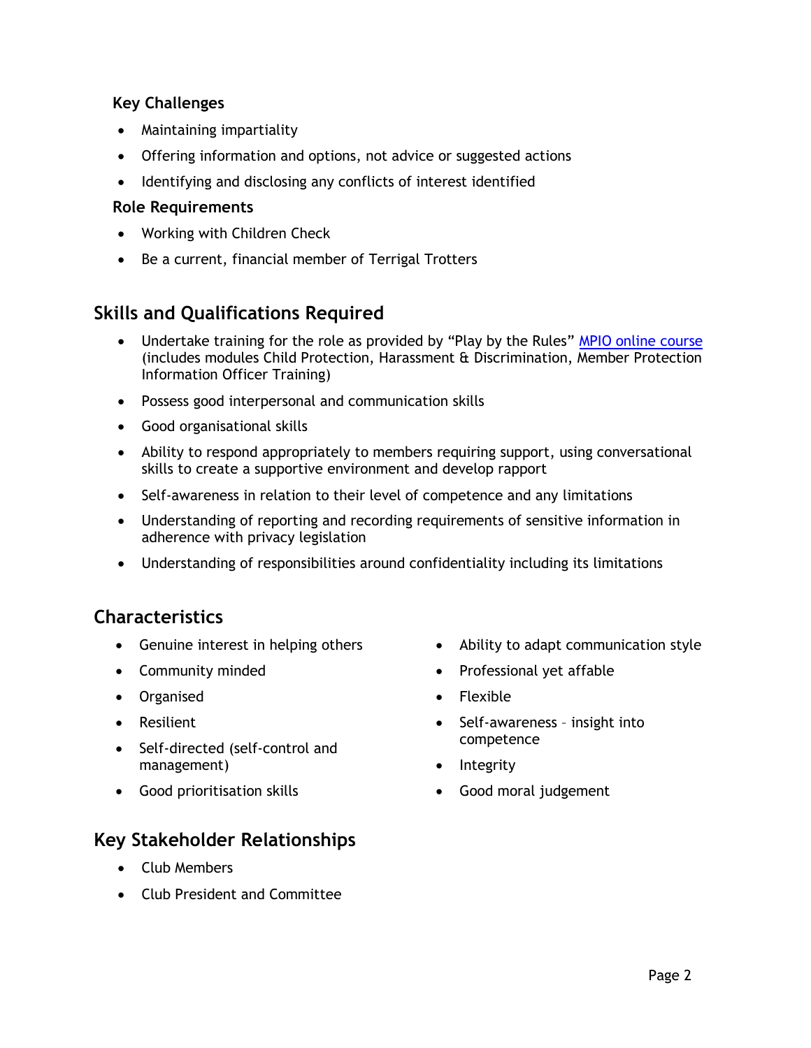### Key Challenges

- Maintaining impartiality
- Offering information and options, not advice or suggested actions
- Identifying and disclosing any conflicts of interest identified

### Role Requirements

- Working with Children Check
- Be a current, financial member of Terrigal Trotters

## Skills and Qualifications Required

- Undertake training for the role as provided by "Play by the Rules" [MPIO online course] (includes modules Child Protection, Harassment & Discrimination, Member Protection Information Officer Training)
- Possess good interpersonal and communication skills
- Good organisational skills
- Ability to respond appropriately to members requiring support, using conversational skills to create a supportive environment and develop rapport
- Self-awareness in relation to their level of competence and any limitations
- Understanding of reporting and recording requirements of sensitive information in adherence with privacy legislation
- Understanding of responsibilities around confidentiality including its limitations

## Characteristics

- Genuine interest in helping others
- Community minded
- Organised
- Resilient
- Self-directed (self-control and management)
- Good prioritisation skills
- Ability to adapt communication style
- Professional yet affable
- Flexible
- Self-awareness – insight into competence
- Integrity
- Good moral judgement

## Key Stakeholder Relationships

- Club Members
- Club President and Committee